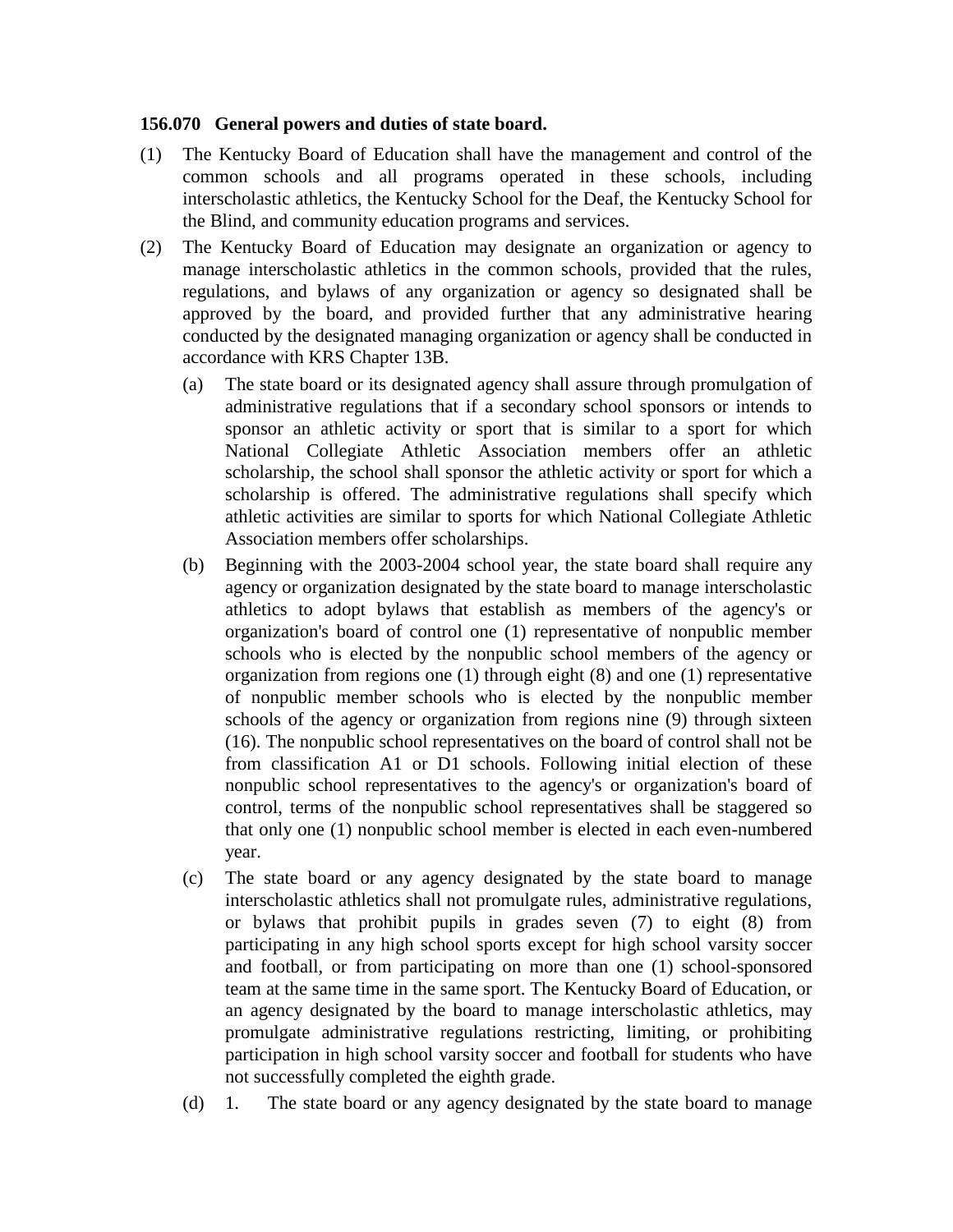**156.070 General powers and duties of state board.**

(1) The Kentucky Board of Education shall have the management and control of the common schools and all programs operated in these schools, including interscholastic athletics, the Kentucky School for the Deaf, the Kentucky School for the Blind, and community education programs and services.

(2) The Kentucky Board of Education may designate an organization or agency to manage interscholastic athletics in the common schools, provided that the rules, regulations, and bylaws of any organization or agency so designated shall be approved by the board, and provided further that any administrative hearing conducted by the designated managing organization or agency shall be conducted in accordance with KRS Chapter 13B.

  (a) The state board or its designated agency shall assure through promulgation of administrative regulations that if a secondary school sponsors or intends to sponsor an athletic activity or sport that is similar to a sport for which National Collegiate Athletic Association members offer an athletic scholarship, the school shall sponsor the athletic activity or sport for which a scholarship is offered. The administrative regulations shall specify which athletic activities are similar to sports for which National Collegiate Athletic Association members offer scholarships.

  (b) Beginning with the 2003-2004 school year, the state board shall require any agency or organization designated by the state board to manage interscholastic athletics to adopt bylaws that establish as members of the agency's or organization's board of control one (1) representative of nonpublic member schools who is elected by the nonpublic school members of the agency or organization from regions one (1) through eight (8) and one (1) representative of nonpublic member schools who is elected by the nonpublic member schools of the agency or organization from regions nine (9) through sixteen (16). The nonpublic school representatives on the board of control shall not be from classification A1 or D1 schools. Following initial election of these nonpublic school representatives to the agency's or organization's board of control, terms of the nonpublic school representatives shall be staggered so that only one (1) nonpublic school member is elected in each even-numbered year.

  (c) The state board or any agency designated by the state board to manage interscholastic athletics shall not promulgate rules, administrative regulations, or bylaws that prohibit pupils in grades seven (7) to eight (8) from participating in any high school sports except for high school varsity soccer and football, or from participating on more than one (1) school-sponsored team at the same time in the same sport. The Kentucky Board of Education, or an agency designated by the board to manage interscholastic athletics, may promulgate administrative regulations restricting, limiting, or prohibiting participation in high school varsity soccer and football for students who have not successfully completed the eighth grade.

  (d) 1. The state board or any agency designated by the state board to manage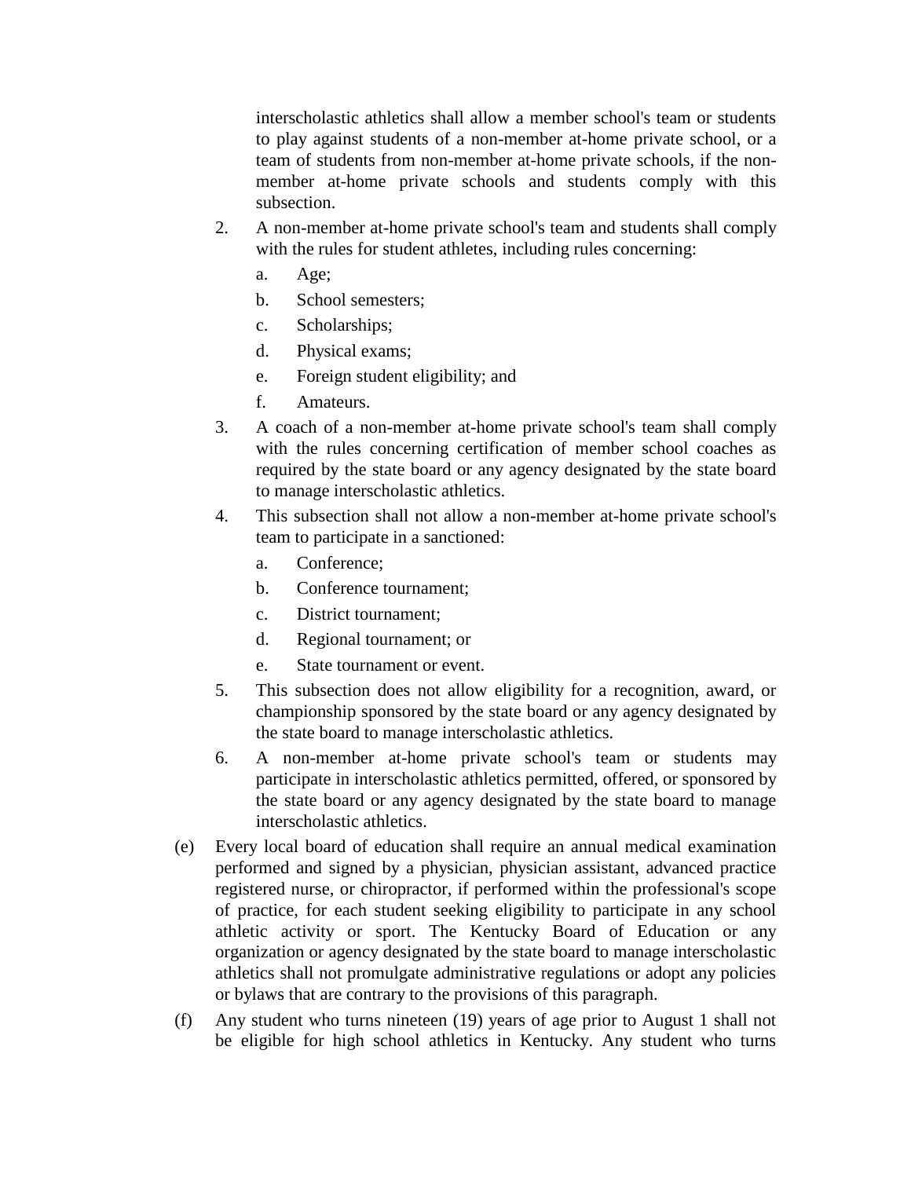interscholastic athletics shall allow a member school's team or students to play against students of a non-member at-home private school, or a team of students from non-member at-home private schools, if the non-member at-home private schools and students comply with this subsection.

2. A non-member at-home private school's team and students shall comply with the rules for student athletes, including rules concerning:
   a. Age;
   b. School semesters;
   c. Scholarships;
   d. Physical exams;
   e. Foreign student eligibility; and
   f. Amateurs.
3. A coach of a non-member at-home private school's team shall comply with the rules concerning certification of member school coaches as required by the state board or any agency designated by the state board to manage interscholastic athletics.
4. This subsection shall not allow a non-member at-home private school's team to participate in a sanctioned:
   a. Conference;
   b. Conference tournament;
   c. District tournament;
   d. Regional tournament; or
   e. State tournament or event.
5. This subsection does not allow eligibility for a recognition, award, or championship sponsored by the state board or any agency designated by the state board to manage interscholastic athletics.
6. A non-member at-home private school's team or students may participate in interscholastic athletics permitted, offered, or sponsored by the state board or any agency designated by the state board to manage interscholastic athletics.

(e) Every local board of education shall require an annual medical examination performed and signed by a physician, physician assistant, advanced practice registered nurse, or chiropractor, if performed within the professional's scope of practice, for each student seeking eligibility to participate in any school athletic activity or sport. The Kentucky Board of Education or any organization or agency designated by the state board to manage interscholastic athletics shall not promulgate administrative regulations or adopt any policies or bylaws that are contrary to the provisions of this paragraph.

(f) Any student who turns nineteen (19) years of age prior to August 1 shall not be eligible for high school athletics in Kentucky. Any student who turns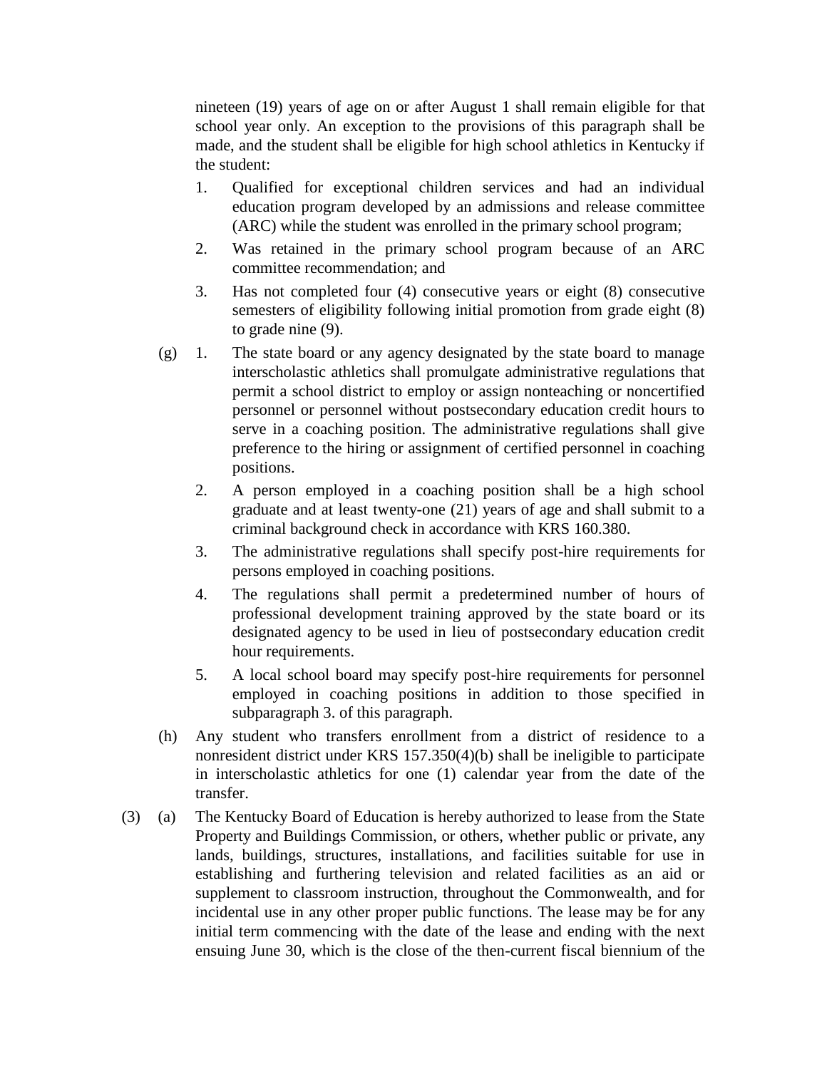nineteen (19) years of age on or after August 1 shall remain eligible for that school year only. An exception to the provisions of this paragraph shall be made, and the student shall be eligible for high school athletics in Kentucky if the student:

1. Qualified for exceptional children services and had an individual education program developed by an admissions and release committee (ARC) while the student was enrolled in the primary school program;
2. Was retained in the primary school program because of an ARC committee recommendation; and
3. Has not completed four (4) consecutive years or eight (8) consecutive semesters of eligibility following initial promotion from grade eight (8) to grade nine (9).

(g) 1. The state board or any agency designated by the state board to manage interscholastic athletics shall promulgate administrative regulations that permit a school district to employ or assign nonteaching or noncertified personnel or personnel without postsecondary education credit hours to serve in a coaching position. The administrative regulations shall give preference to the hiring or assignment of certified personnel in coaching positions.

2. A person employed in a coaching position shall be a high school graduate and at least twenty-one (21) years of age and shall submit to a criminal background check in accordance with KRS 160.380.

3. The administrative regulations shall specify post-hire requirements for persons employed in coaching positions.

4. The regulations shall permit a predetermined number of hours of professional development training approved by the state board or its designated agency to be used in lieu of postsecondary education credit hour requirements.

5. A local school board may specify post-hire requirements for personnel employed in coaching positions in addition to those specified in subparagraph 3. of this paragraph.

(h) Any student who transfers enrollment from a district of residence to a nonresident district under KRS 157.350(4)(b) shall be ineligible to participate in interscholastic athletics for one (1) calendar year from the date of the transfer.

(3) (a) The Kentucky Board of Education is hereby authorized to lease from the State Property and Buildings Commission, or others, whether public or private, any lands, buildings, structures, installations, and facilities suitable for use in establishing and furthering television and related facilities as an aid or supplement to classroom instruction, throughout the Commonwealth, and for incidental use in any other proper public functions. The lease may be for any initial term commencing with the date of the lease and ending with the next ensuing June 30, which is the close of the then-current fiscal biennium of the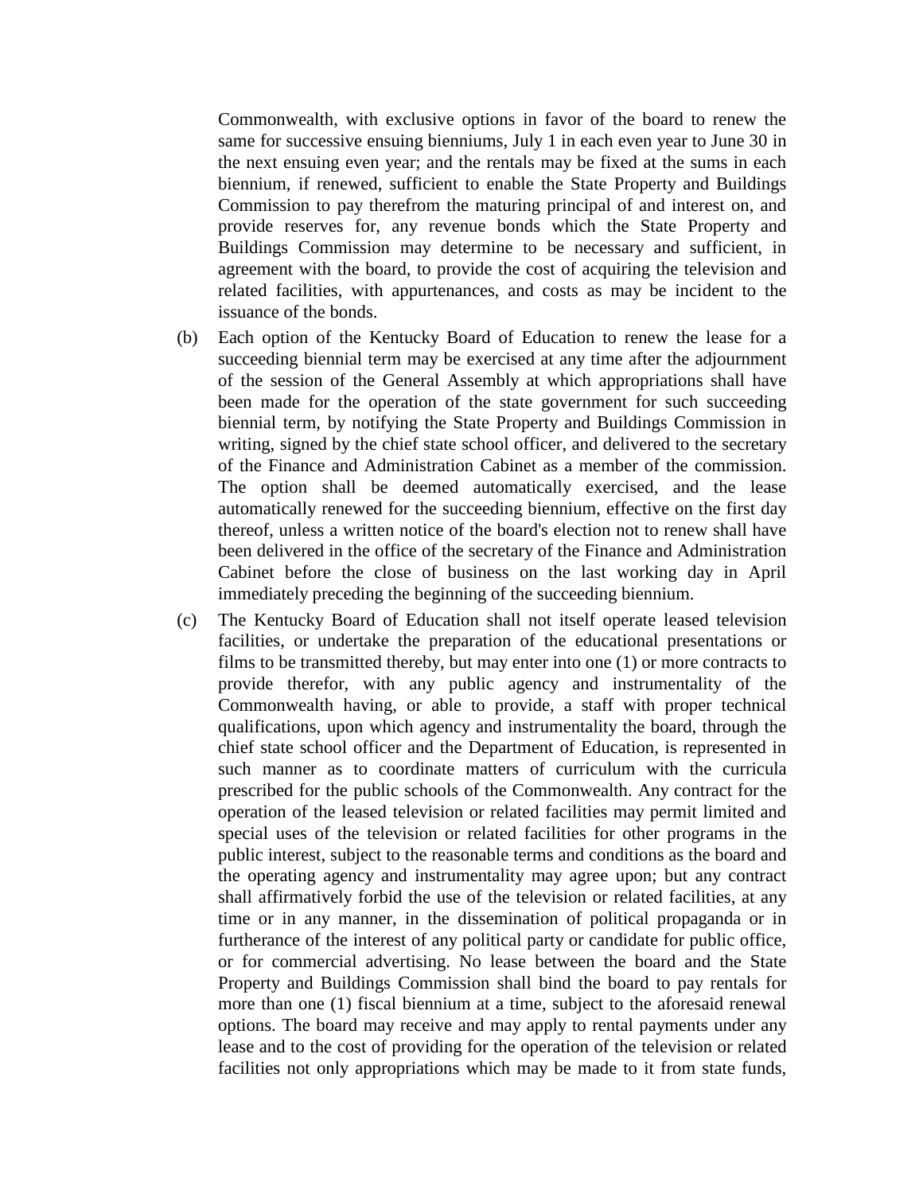Commonwealth, with exclusive options in favor of the board to renew the same for successive ensuing bienniums, July 1 in each even year to June 30 in the next ensuing even year; and the rentals may be fixed at the sums in each biennium, if renewed, sufficient to enable the State Property and Buildings Commission to pay therefrom the maturing principal of and interest on, and provide reserves for, any revenue bonds which the State Property and Buildings Commission may determine to be necessary and sufficient, in agreement with the board, to provide the cost of acquiring the television and related facilities, with appurtenances, and costs as may be incident to the issuance of the bonds.

(b) Each option of the Kentucky Board of Education to renew the lease for a succeeding biennial term may be exercised at any time after the adjournment of the session of the General Assembly at which appropriations shall have been made for the operation of the state government for such succeeding biennial term, by notifying the State Property and Buildings Commission in writing, signed by the chief state school officer, and delivered to the secretary of the Finance and Administration Cabinet as a member of the commission. The option shall be deemed automatically exercised, and the lease automatically renewed for the succeeding biennium, effective on the first day thereof, unless a written notice of the board's election not to renew shall have been delivered in the office of the secretary of the Finance and Administration Cabinet before the close of business on the last working day in April immediately preceding the beginning of the succeeding biennium.

(c) The Kentucky Board of Education shall not itself operate leased television facilities, or undertake the preparation of the educational presentations or films to be transmitted thereby, but may enter into one (1) or more contracts to provide therefor, with any public agency and instrumentality of the Commonwealth having, or able to provide, a staff with proper technical qualifications, upon which agency and instrumentality the board, through the chief state school officer and the Department of Education, is represented in such manner as to coordinate matters of curriculum with the curricula prescribed for the public schools of the Commonwealth. Any contract for the operation of the leased television or related facilities may permit limited and special uses of the television or related facilities for other programs in the public interest, subject to the reasonable terms and conditions as the board and the operating agency and instrumentality may agree upon; but any contract shall affirmatively forbid the use of the television or related facilities, at any time or in any manner, in the dissemination of political propaganda or in furtherance of the interest of any political party or candidate for public office, or for commercial advertising. No lease between the board and the State Property and Buildings Commission shall bind the board to pay rentals for more than one (1) fiscal biennium at a time, subject to the aforesaid renewal options. The board may receive and may apply to rental payments under any lease and to the cost of providing for the operation of the television or related facilities not only appropriations which may be made to it from state funds,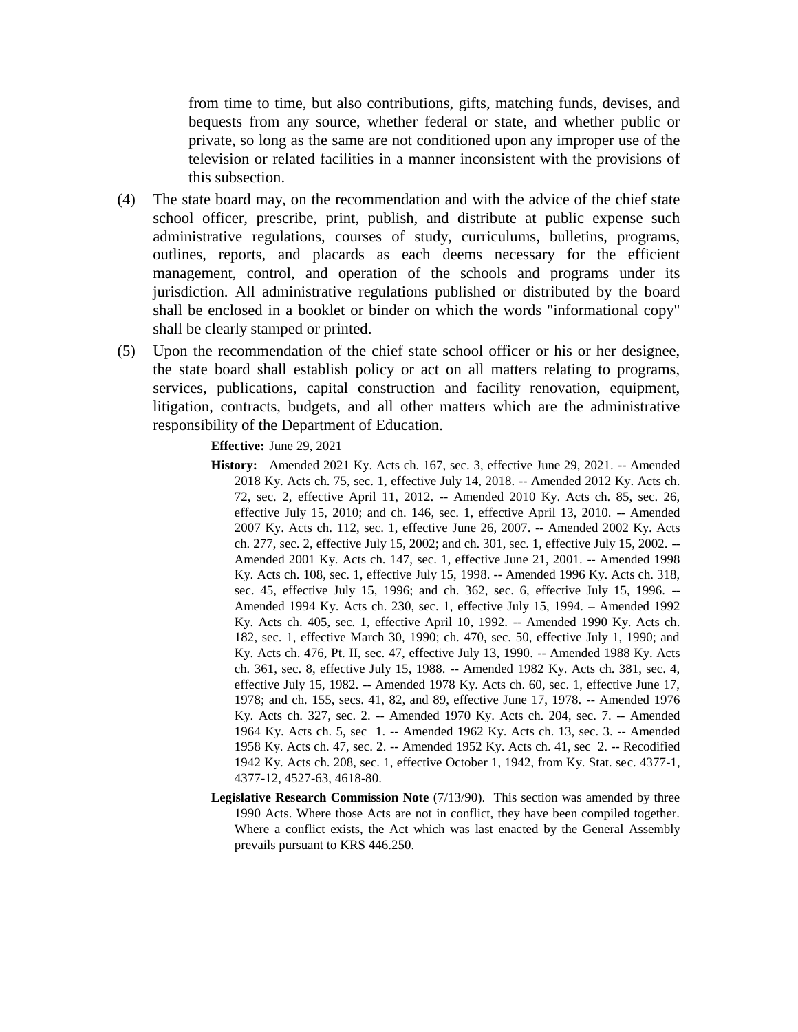from time to time, but also contributions, gifts, matching funds, devises, and bequests from any source, whether federal or state, and whether public or private, so long as the same are not conditioned upon any improper use of the television or related facilities in a manner inconsistent with the provisions of this subsection.

(4) The state board may, on the recommendation and with the advice of the chief state school officer, prescribe, print, publish, and distribute at public expense such administrative regulations, courses of study, curriculums, bulletins, programs, outlines, reports, and placards as each deems necessary for the efficient management, control, and operation of the schools and programs under its jurisdiction. All administrative regulations published or distributed by the board shall be enclosed in a booklet or binder on which the words "informational copy" shall be clearly stamped or printed.

(5) Upon the recommendation of the chief state school officer or his or her designee, the state board shall establish policy or act on all matters relating to programs, services, publications, capital construction and facility renovation, equipment, litigation, contracts, budgets, and all other matters which are the administrative responsibility of the Department of Education.

**Effective:** June 29, 2021

**History:** Amended 2021 Ky. Acts ch. 167, sec. 3, effective June 29, 2021. -- Amended 2018 Ky. Acts ch. 75, sec. 1, effective July 14, 2018. -- Amended 2012 Ky. Acts ch. 72, sec. 2, effective April 11, 2012. -- Amended 2010 Ky. Acts ch. 85, sec. 26, effective July 15, 2010; and ch. 146, sec. 1, effective April 13, 2010. -- Amended 2007 Ky. Acts ch. 112, sec. 1, effective June 26, 2007. -- Amended 2002 Ky. Acts ch. 277, sec. 2, effective July 15, 2002; and ch. 301, sec. 1, effective July 15, 2002. -- Amended 2001 Ky. Acts ch. 147, sec. 1, effective June 21, 2001. -- Amended 1998 Ky. Acts ch. 108, sec. 1, effective July 15, 1998. -- Amended 1996 Ky. Acts ch. 318, sec. 45, effective July 15, 1996; and ch. 362, sec. 6, effective July 15, 1996. -- Amended 1994 Ky. Acts ch. 230, sec. 1, effective July 15, 1994. – Amended 1992 Ky. Acts ch. 405, sec. 1, effective April 10, 1992. -- Amended 1990 Ky. Acts ch. 182, sec. 1, effective March 30, 1990; ch. 470, sec. 50, effective July 1, 1990; and Ky. Acts ch. 476, Pt. II, sec. 47, effective July 13, 1990. -- Amended 1988 Ky. Acts ch. 361, sec. 8, effective July 15, 1988. -- Amended 1982 Ky. Acts ch. 381, sec. 4, effective July 15, 1982. -- Amended 1978 Ky. Acts ch. 60, sec. 1, effective June 17, 1978; and ch. 155, secs. 41, 82, and 89, effective June 17, 1978. -- Amended 1976 Ky. Acts ch. 327, sec. 2. -- Amended 1970 Ky. Acts ch. 204, sec. 7. -- Amended 1964 Ky. Acts ch. 5, sec 1. -- Amended 1962 Ky. Acts ch. 13, sec. 3. -- Amended 1958 Ky. Acts ch. 47, sec. 2. -- Amended 1952 Ky. Acts ch. 41, sec 2. -- Recodified 1942 Ky. Acts ch. 208, sec. 1, effective October 1, 1942, from Ky. Stat. sec. 4377-1, 4377-12, 4527-63, 4618-80.

**Legislative Research Commission Note** (7/13/90). This section was amended by three 1990 Acts. Where those Acts are not in conflict, they have been compiled together. Where a conflict exists, the Act which was last enacted by the General Assembly prevails pursuant to KRS 446.250.